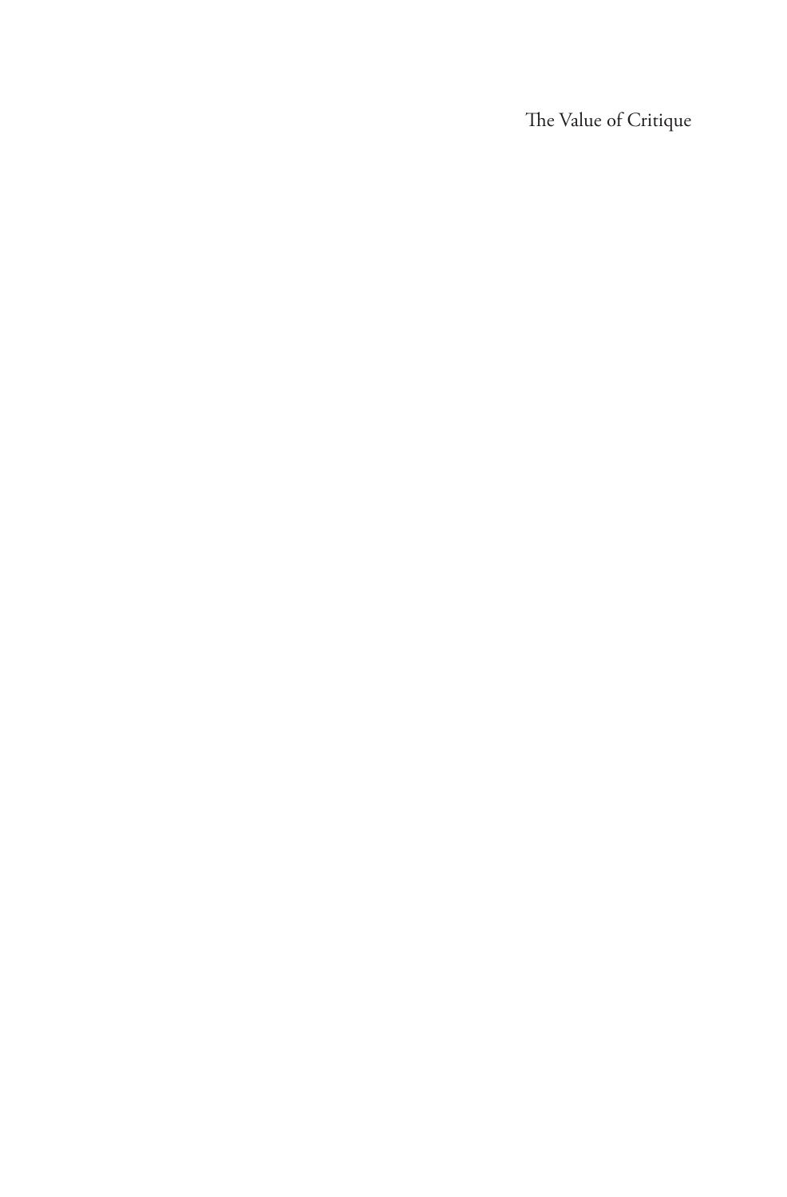The Value of Critique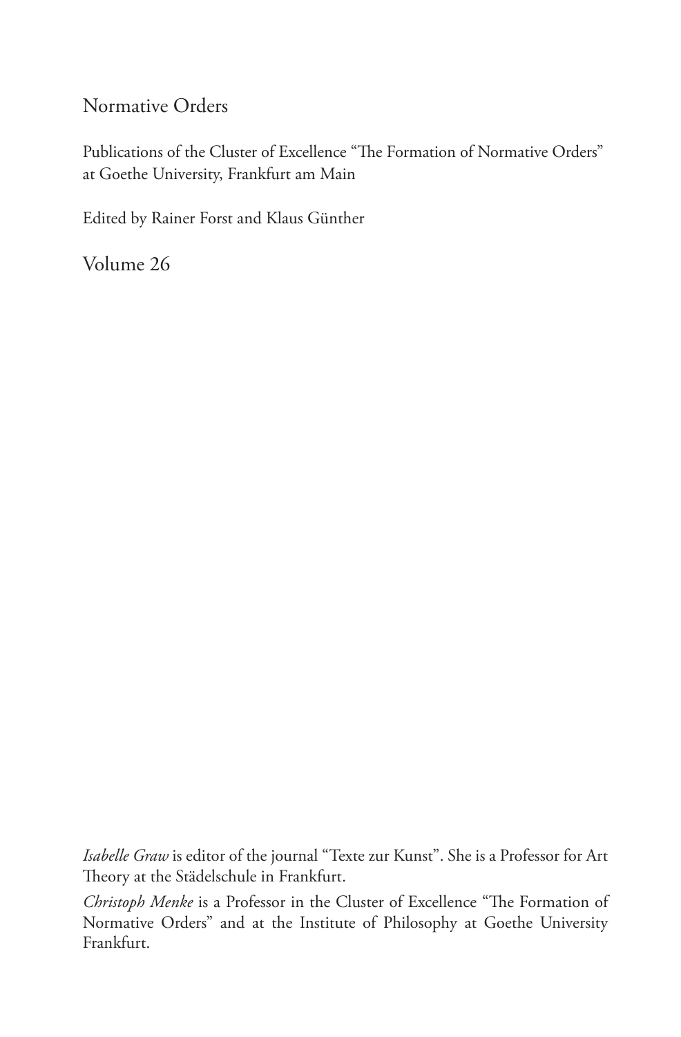Normative Orders

Publications of the Cluster of Excellence "The Formation of Normative Orders" at Goethe University, Frankfurt am Main

Edited by Rainer Forst and Klaus Günther

Volume 26

*Isabelle Graw* is editor of the journal "Texte zur Kunst". She is a Professor for Art Theory at the Städelschule in Frankfurt.

*Christoph Menke* is a Professor in the Cluster of Excellence "The Formation of Normative Orders" and at the Institute of Philosophy at Goethe University Frankfurt.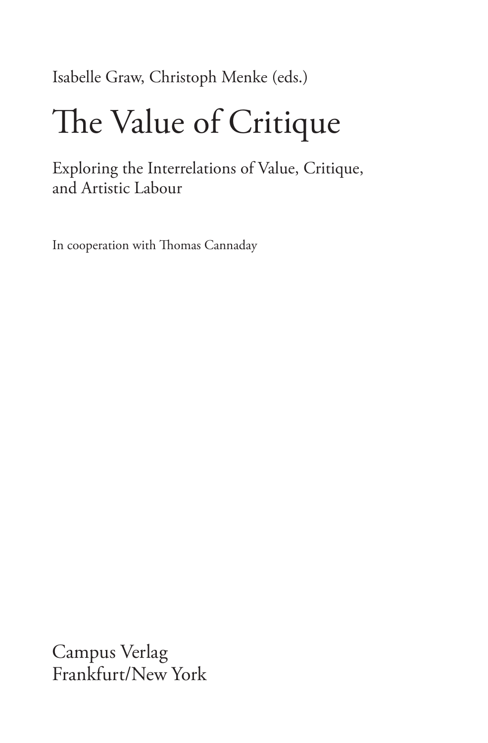Isabelle Graw, Christoph Menke (eds.)

# The Value of Critique

Exploring the Interrelations of Value, Critique, and Artistic Labour

In cooperation with Thomas Cannaday

Campus Verlag
Frankfurt/New York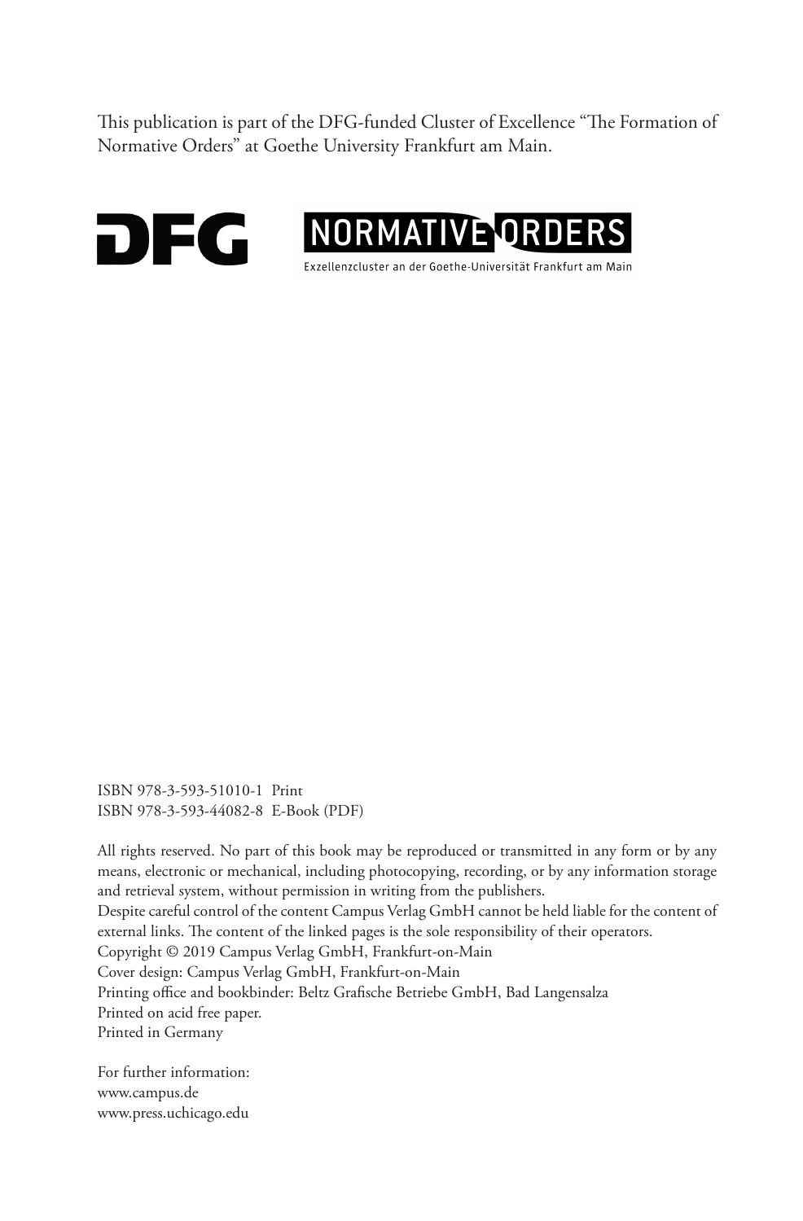This publication is part of the DFG-funded Cluster of Excellence "The Formation of Normative Orders" at Goethe University Frankfurt am Main.

DFG

NORMATIVE ORDERS
Exzellenzcluster an der Goethe-Universität Frankfurt am Main

ISBN 978-3-593-51010-1 Print
ISBN 978-3-593-44082-8 E-Book (PDF)

All rights reserved. No part of this book may be reproduced or transmitted in any form or by any means, electronic or mechanical, including photocopying, recording, or by any information storage and retrieval system, without permission in writing from the publishers.
Despite careful control of the content Campus Verlag GmbH cannot be held liable for the content of external links. The content of the linked pages is the sole responsibility of their operators.
Copyright © 2019 Campus Verlag GmbH, Frankfurt-on-Main
Cover design: Campus Verlag GmbH, Frankfurt-on-Main
Printing office and bookbinder: Beltz Grafische Betriebe GmbH, Bad Langensalza
Printed on acid free paper.
Printed in Germany

For further information:
www.campus.de
www.press.uchicago.edu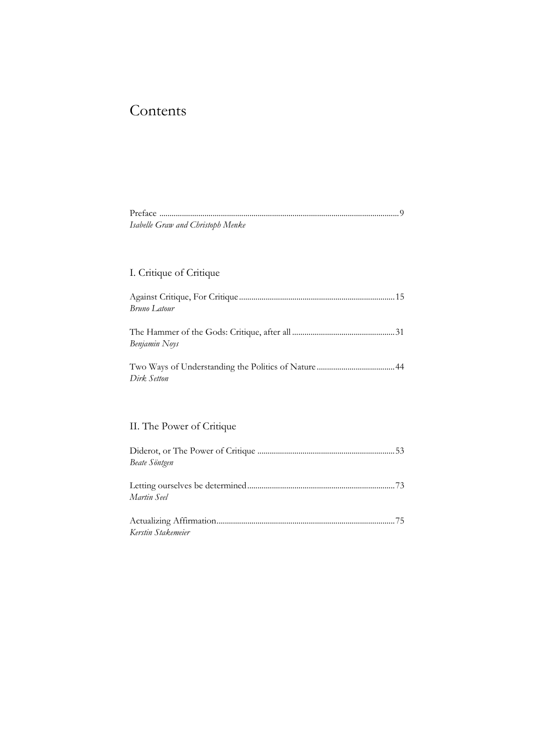# Contents

Preface .................................................................................................................... 9
*Isabelle Graw and Christoph Menke*

## I. Critique of Critique

Against Critique, For Critique ............................................................................ 15
*Bruno Latour*

The Hammer of the Gods: Critique, after all ................................................. 31
*Benjamin Noys*

Two Ways of Understanding the Politics of Nature ...................................... 44
*Dirk Setton*

## II. The Power of Critique

Diderot, or The Power of Critique .................................................................. 53
*Beate Söntgen*

Letting ourselves be determined ...................................................................... 73
*Martin Seel*

Actualizing Affirmation ..................................................................................... 75
*Kerstin Stakemeier*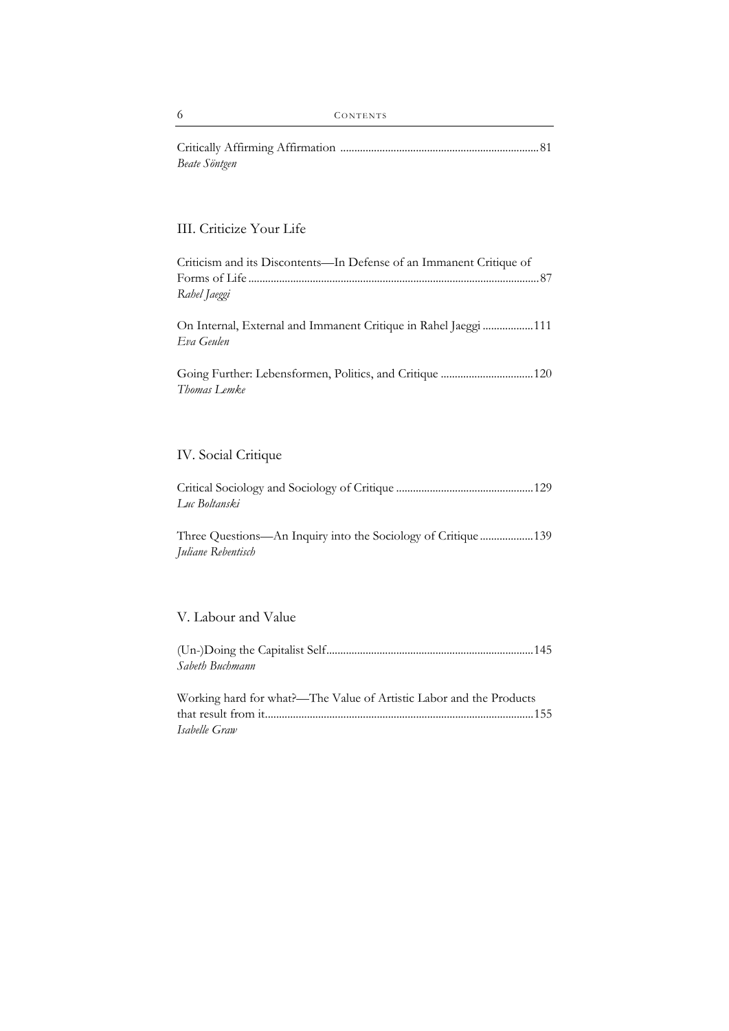Critically Affirming Affirmation ...................................................................... 81
*Beate Söntgen*

## III. Criticize Your Life

Criticism and its Discontents—In Defense of an Immanent Critique of Forms of Life ...................................................................................................... 87
*Rahel Jaeggi*

On Internal, External and Immanent Critique in Rahel Jaeggi .................. 111
*Eva Geulen*

Going Further: Lebensformen, Politics, and Critique ................................ 120
*Thomas Lemke*

## IV. Social Critique

Critical Sociology and Sociology of Critique ................................................ 129
*Luc Boltanski*

Three Questions—An Inquiry into the Sociology of Critique ................... 139
*Juliane Rebentisch*

## V. Labour and Value

(Un-)Doing the Capitalist Self......................................................................... 145
*Sabeth Buchmann*

Working hard for what?—The Value of Artistic Labor and the Products that result from it.............................................................................................. 155
*Isabelle Graw*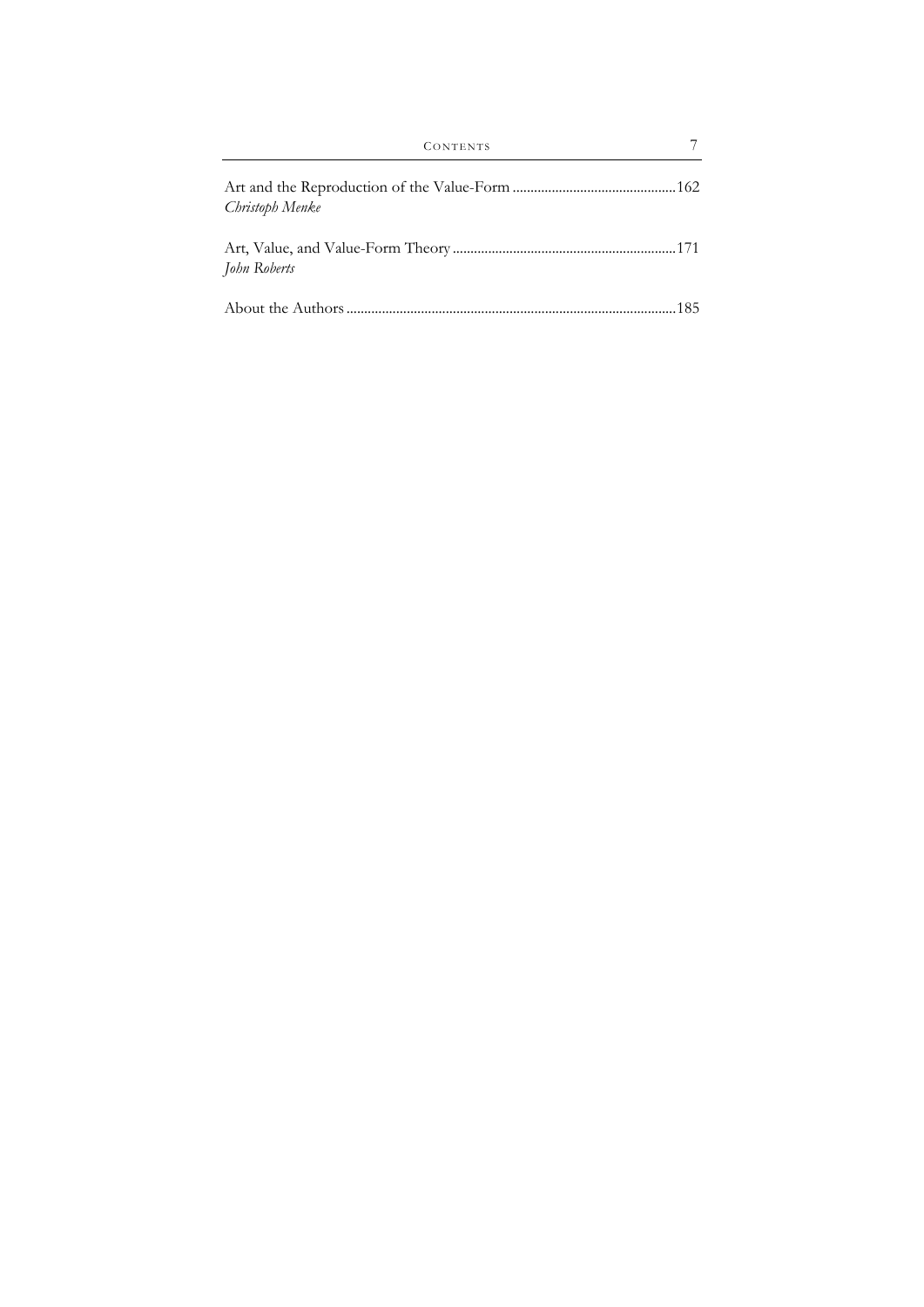Art and the Reproduction of the Value-Form .............................................162
*Christoph Menke*

Art, Value, and Value-Form Theory ..............................................................171
*John Roberts*

About the Authors ...........................................................................................185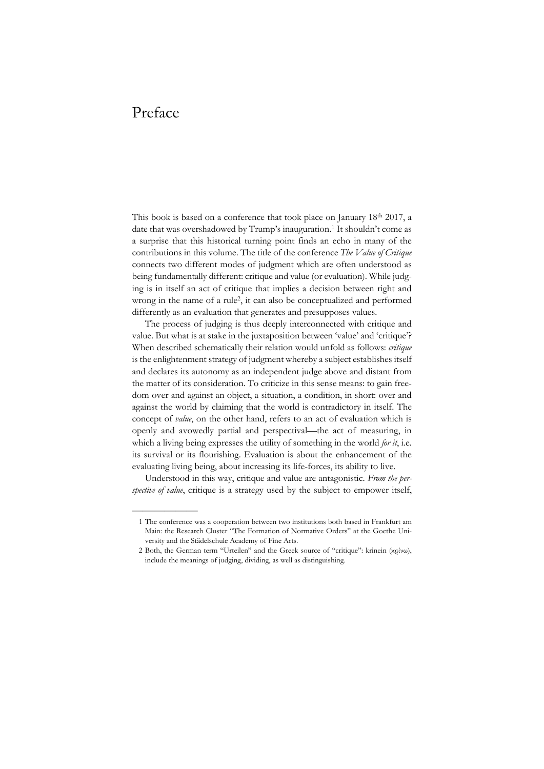# Preface

This book is based on a conference that took place on January 18th 2017, a date that was overshadowed by Trump's inauguration.[1] It shouldn't come as a surprise that this historical turning point finds an echo in many of the contributions in this volume. The title of the conference *The Value of Critique* connects two different modes of judgment which are often understood as being fundamentally different: critique and value (or evaluation). While judging is in itself an act of critique that implies a decision between right and wrong in the name of a rule[2], it can also be conceptualized and performed differently as an evaluation that generates and presupposes values.

The process of judging is thus deeply interconnected with critique and value. But what is at stake in the juxtaposition between 'value' and 'critique'? When described schematically their relation would unfold as follows: *critique* is the enlightenment strategy of judgment whereby a subject establishes itself and declares its autonomy as an independent judge above and distant from the matter of its consideration. To criticize in this sense means: to gain freedom over and against an object, a situation, a condition, in short: over and against the world by claiming that the world is contradictory in itself. The concept of *value*, on the other hand, refers to an act of evaluation which is openly and avowedly partial and perspectival—the act of measuring, in which a living being expresses the utility of something in the world *for it*, i.e. its survival or its flourishing. Evaluation is about the enhancement of the evaluating living being, about increasing its life-forces, its ability to live.

Understood in this way, critique and value are antagonistic. *From the perspective of value*, critique is a strategy used by the subject to empower itself,

---

1 The conference was a cooperation between two institutions both based in Frankfurt am Main: the Research Cluster "The Formation of Normative Orders" at the Goethe University and the Städelschule Academy of Fine Arts.

2 Both, the German term "Urteilen" and the Greek source of "critique": krinein (κρίνω), include the meanings of judging, dividing, as well as distinguishing.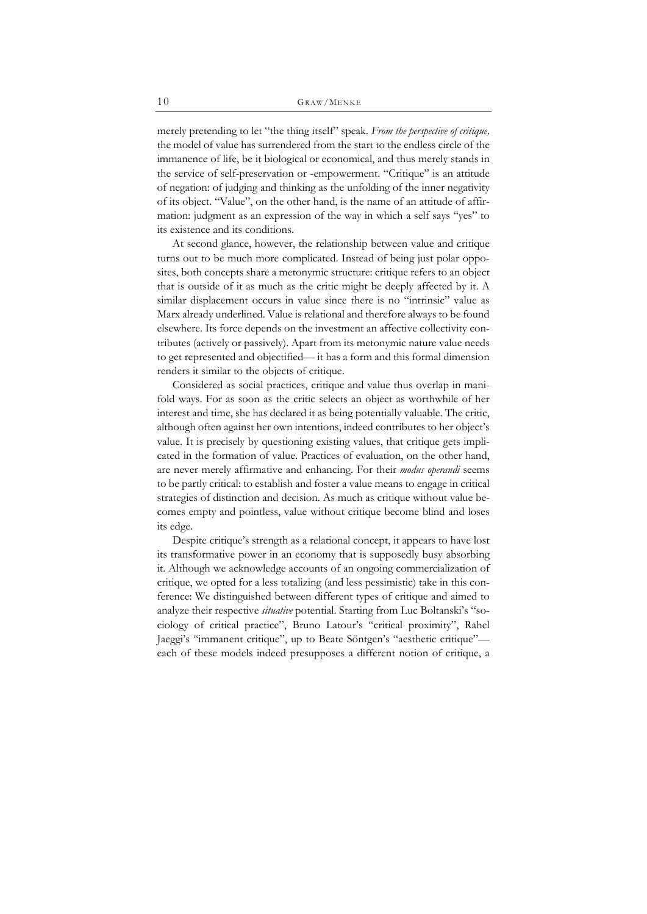merely pretending to let "the thing itself" speak. *From the perspective of critique,* the model of value has surrendered from the start to the endless circle of the immanence of life, be it biological or economical, and thus merely stands in the service of self-preservation or -empowerment. "Critique" is an attitude of negation: of judging and thinking as the unfolding of the inner negativity of its object. "Value", on the other hand, is the name of an attitude of affirmation: judgment as an expression of the way in which a self says "yes" to its existence and its conditions.

At second glance, however, the relationship between value and critique turns out to be much more complicated. Instead of being just polar opposites, both concepts share a metonymic structure: critique refers to an object that is outside of it as much as the critic might be deeply affected by it. A similar displacement occurs in value since there is no "intrinsic" value as Marx already underlined. Value is relational and therefore always to be found elsewhere. Its force depends on the investment an affective collectivity contributes (actively or passively). Apart from its metonymic nature value needs to get represented and objectified— it has a form and this formal dimension renders it similar to the objects of critique.

Considered as social practices, critique and value thus overlap in manifold ways. For as soon as the critic selects an object as worthwhile of her interest and time, she has declared it as being potentially valuable. The critic, although often against her own intentions, indeed contributes to her object's value. It is precisely by questioning existing values, that critique gets implicated in the formation of value. Practices of evaluation, on the other hand, are never merely affirmative and enhancing. For their *modus operandi* seems to be partly critical: to establish and foster a value means to engage in critical strategies of distinction and decision. As much as critique without value becomes empty and pointless, value without critique become blind and loses its edge.

Despite critique's strength as a relational concept, it appears to have lost its transformative power in an economy that is supposedly busy absorbing it. Although we acknowledge accounts of an ongoing commercialization of critique, we opted for a less totalizing (and less pessimistic) take in this conference: We distinguished between different types of critique and aimed to analyze their respective *situative* potential. Starting from Luc Boltanski's "sociology of critical practice", Bruno Latour's "critical proximity", Rahel Jaeggi's "immanent critique", up to Beate Söntgen's "aesthetic critique"— each of these models indeed presupposes a different notion of critique, a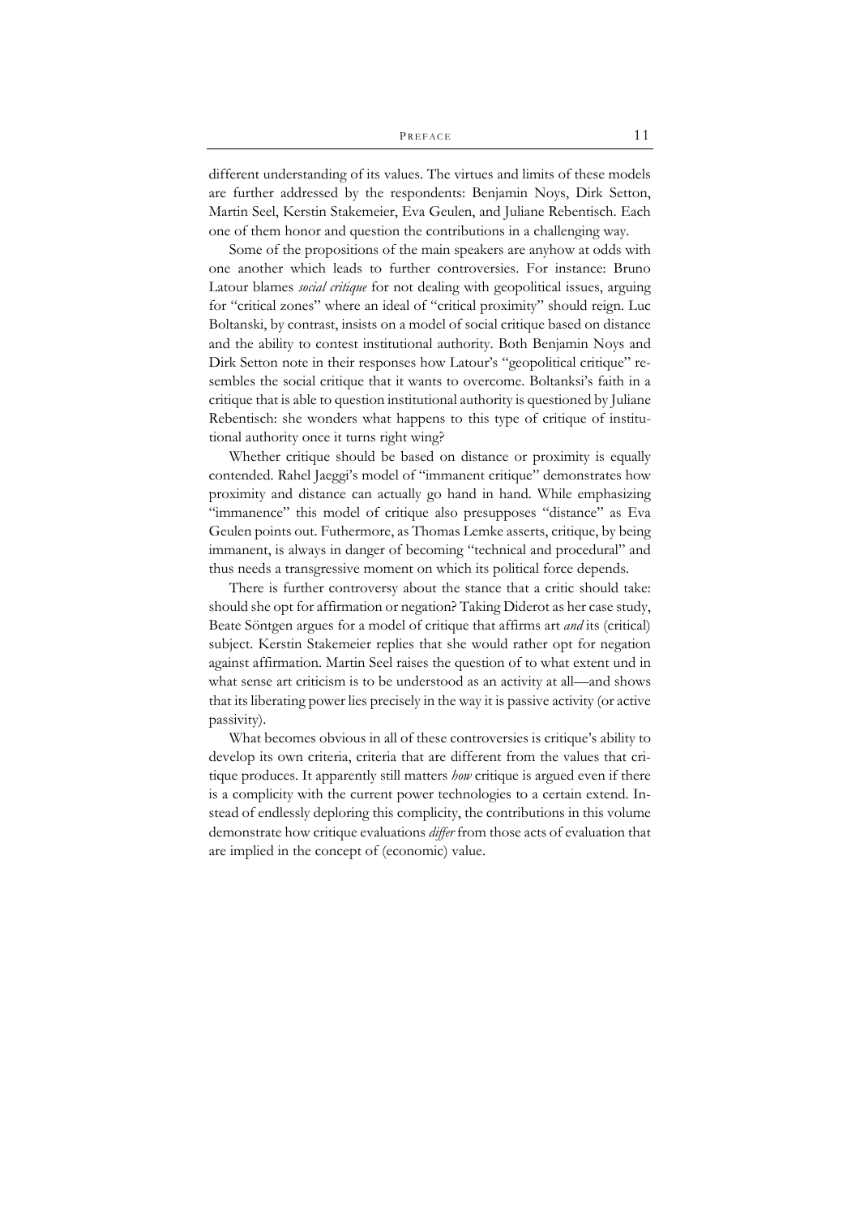different understanding of its values. The virtues and limits of these models are further addressed by the respondents: Benjamin Noys, Dirk Setton, Martin Seel, Kerstin Stakemeier, Eva Geulen, and Juliane Rebentisch. Each one of them honor and question the contributions in a challenging way.

Some of the propositions of the main speakers are anyhow at odds with one another which leads to further controversies. For instance: Bruno Latour blames *social critique* for not dealing with geopolitical issues, arguing for "critical zones" where an ideal of "critical proximity" should reign. Luc Boltanski, by contrast, insists on a model of social critique based on distance and the ability to contest institutional authority. Both Benjamin Noys and Dirk Setton note in their responses how Latour's "geopolitical critique" resembles the social critique that it wants to overcome. Boltanksi's faith in a critique that is able to question institutional authority is questioned by Juliane Rebentisch: she wonders what happens to this type of critique of institutional authority once it turns right wing?

Whether critique should be based on distance or proximity is equally contended. Rahel Jaeggi's model of "immanent critique" demonstrates how proximity and distance can actually go hand in hand. While emphasizing "immanence" this model of critique also presupposes "distance" as Eva Geulen points out. Futhermore, as Thomas Lemke asserts, critique, by being immanent, is always in danger of becoming "technical and procedural" and thus needs a transgressive moment on which its political force depends.

There is further controversy about the stance that a critic should take: should she opt for affirmation or negation? Taking Diderot as her case study, Beate Söntgen argues for a model of critique that affirms art *and* its (critical) subject. Kerstin Stakemeier replies that she would rather opt for negation against affirmation. Martin Seel raises the question of to what extent und in what sense art criticism is to be understood as an activity at all—and shows that its liberating power lies precisely in the way it is passive activity (or active passivity).

What becomes obvious in all of these controversies is critique's ability to develop its own criteria, criteria that are different from the values that critique produces. It apparently still matters *how* critique is argued even if there is a complicity with the current power technologies to a certain extend. Instead of endlessly deploring this complicity, the contributions in this volume demonstrate how critique evaluations *differ* from those acts of evaluation that are implied in the concept of (economic) value.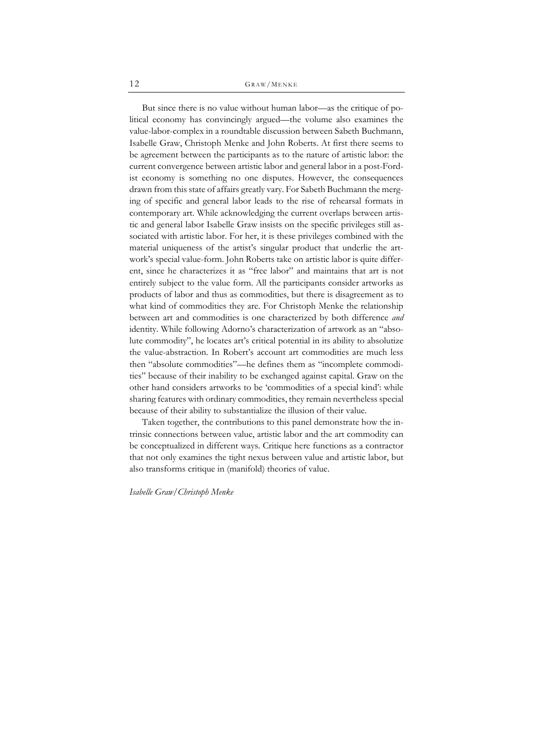But since there is no value without human labor—as the critique of political economy has convincingly argued—the volume also examines the value-labor-complex in a roundtable discussion between Sabeth Buchmann, Isabelle Graw, Christoph Menke and John Roberts. At first there seems to be agreement between the participants as to the nature of artistic labor: the current convergence between artistic labor and general labor in a post-Fordist economy is something no one disputes. However, the consequences drawn from this state of affairs greatly vary. For Sabeth Buchmann the merging of specific and general labor leads to the rise of rehearsal formats in contemporary art. While acknowledging the current overlaps between artistic and general labor Isabelle Graw insists on the specific privileges still associated with artistic labor. For her, it is these privileges combined with the material uniqueness of the artist's singular product that underlie the artwork's special value-form. John Roberts take on artistic labor is quite different, since he characterizes it as "free labor" and maintains that art is not entirely subject to the value form. All the participants consider artworks as products of labor and thus as commodities, but there is disagreement as to what kind of commodities they are. For Christoph Menke the relationship between art and commodities is one characterized by both difference *and* identity. While following Adorno's characterization of artwork as an "absolute commodity", he locates art's critical potential in its ability to absolutize the value-abstraction. In Robert's account art commodities are much less then "absolute commodities"—he defines them as "incomplete commodities" because of their inability to be exchanged against capital. Graw on the other hand considers artworks to be 'commodities of a special kind': while sharing features with ordinary commodities, they remain nevertheless special because of their ability to substantialize the illusion of their value.

Taken together, the contributions to this panel demonstrate how the intrinsic connections between value, artistic labor and the art commodity can be conceptualized in different ways. Critique here functions as a contractor that not only examines the tight nexus between value and artistic labor, but also transforms critique in (manifold) theories of value.

*Isabelle Graw/Christoph Menke*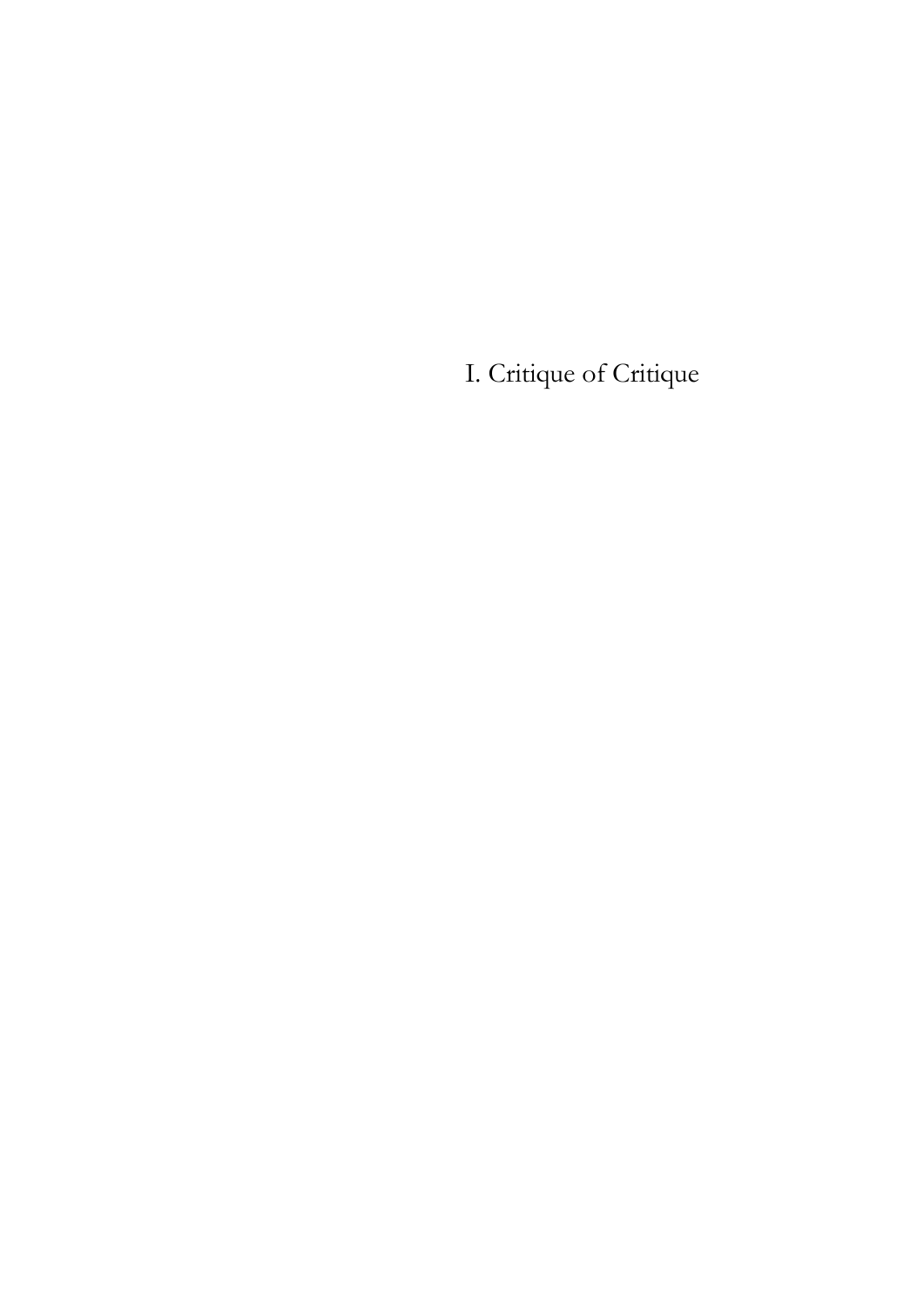# I. Critique of Critique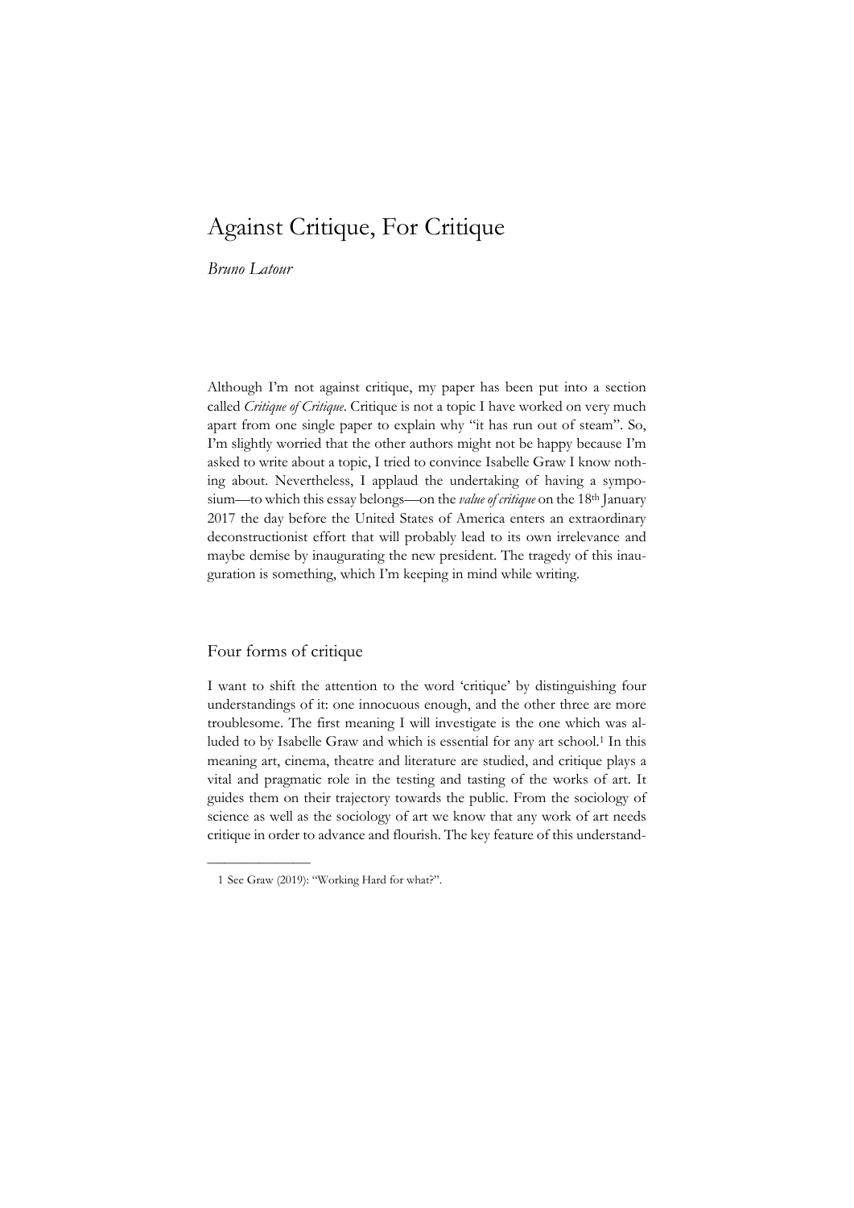# Against Critique, For Critique

*Bruno Latour*

Although I'm not against critique, my paper has been put into a section called *Critique of Critique*. Critique is not a topic I have worked on very much apart from one single paper to explain why "it has run out of steam". So, I'm slightly worried that the other authors might not be happy because I'm asked to write about a topic, I tried to convince Isabelle Graw I know nothing about. Nevertheless, I applaud the undertaking of having a symposium—to which this essay belongs—on the *value of critique* on the 18th January 2017 the day before the United States of America enters an extraordinary deconstructionist effort that will probably lead to its own irrelevance and maybe demise by inaugurating the new president. The tragedy of this inauguration is something, which I'm keeping in mind while writing.

## Four forms of critique

I want to shift the attention to the word 'critique' by distinguishing four understandings of it: one innocuous enough, and the other three are more troublesome. The first meaning I will investigate is the one which was alluded to by Isabelle Graw and which is essential for any art school.[1] In this meaning art, cinema, theatre and literature are studied, and critique plays a vital and pragmatic role in the testing and tasting of the works of art. It guides them on their trajectory towards the public. From the sociology of science as well as the sociology of art we know that any work of art needs critique in order to advance and flourish. The key feature of this understand-

1 See Graw (2019): "Working Hard for what?".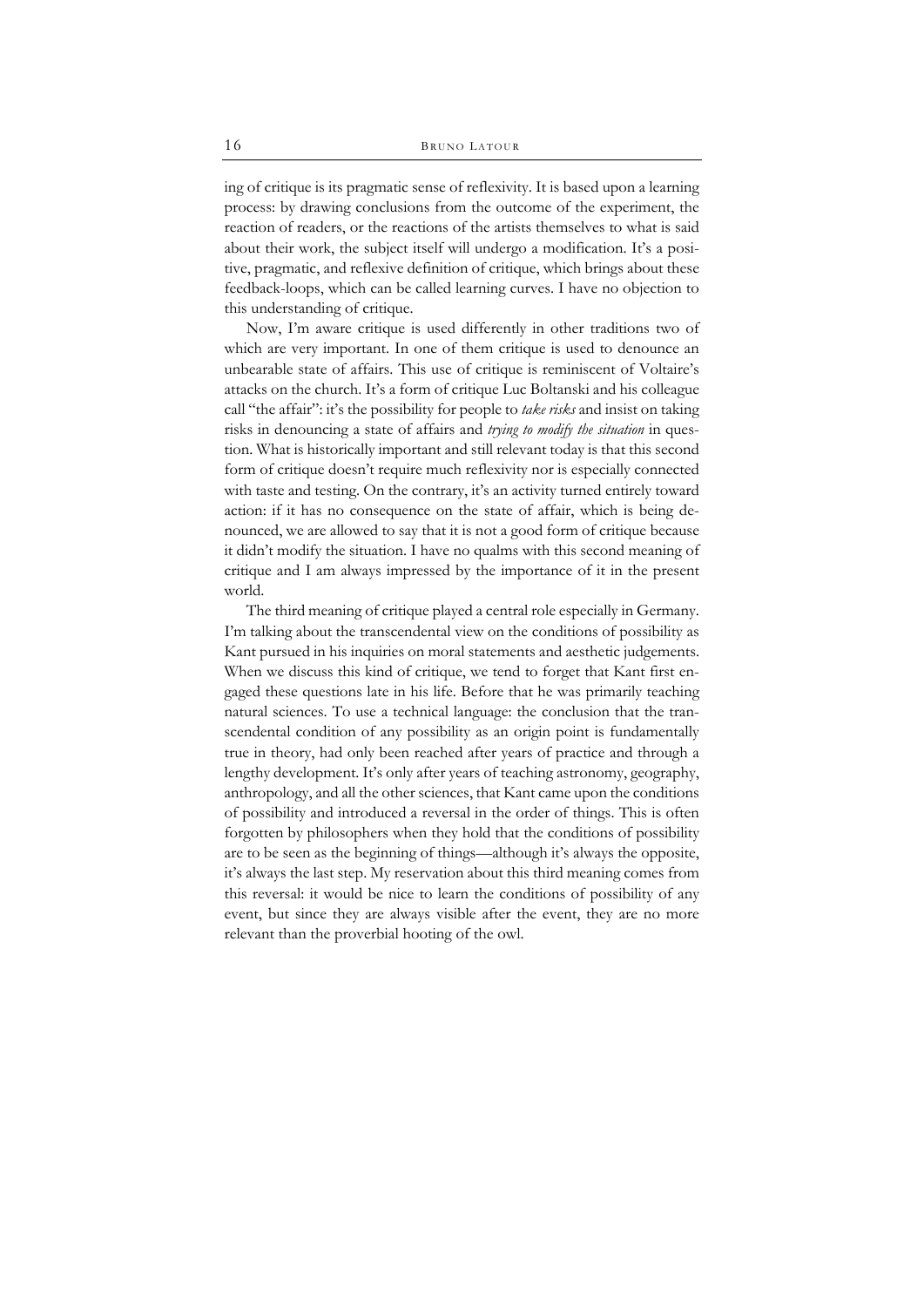ing of critique is its pragmatic sense of reflexivity. It is based upon a learning process: by drawing conclusions from the outcome of the experiment, the reaction of readers, or the reactions of the artists themselves to what is said about their work, the subject itself will undergo a modification. It's a positive, pragmatic, and reflexive definition of critique, which brings about these feedback-loops, which can be called learning curves. I have no objection to this understanding of critique.

Now, I'm aware critique is used differently in other traditions two of which are very important. In one of them critique is used to denounce an unbearable state of affairs. This use of critique is reminiscent of Voltaire's attacks on the church. It's a form of critique Luc Boltanski and his colleague call "the affair": it's the possibility for people to *take risks* and insist on taking risks in denouncing a state of affairs and *trying to modify the situation* in question. What is historically important and still relevant today is that this second form of critique doesn't require much reflexivity nor is especially connected with taste and testing. On the contrary, it's an activity turned entirely toward action: if it has no consequence on the state of affair, which is being denounced, we are allowed to say that it is not a good form of critique because it didn't modify the situation. I have no qualms with this second meaning of critique and I am always impressed by the importance of it in the present world.

The third meaning of critique played a central role especially in Germany. I'm talking about the transcendental view on the conditions of possibility as Kant pursued in his inquiries on moral statements and aesthetic judgements. When we discuss this kind of critique, we tend to forget that Kant first engaged these questions late in his life. Before that he was primarily teaching natural sciences. To use a technical language: the conclusion that the transcendental condition of any possibility as an origin point is fundamentally true in theory, had only been reached after years of practice and through a lengthy development. It's only after years of teaching astronomy, geography, anthropology, and all the other sciences, that Kant came upon the conditions of possibility and introduced a reversal in the order of things. This is often forgotten by philosophers when they hold that the conditions of possibility are to be seen as the beginning of things—although it's always the opposite, it's always the last step. My reservation about this third meaning comes from this reversal: it would be nice to learn the conditions of possibility of any event, but since they are always visible after the event, they are no more relevant than the proverbial hooting of the owl.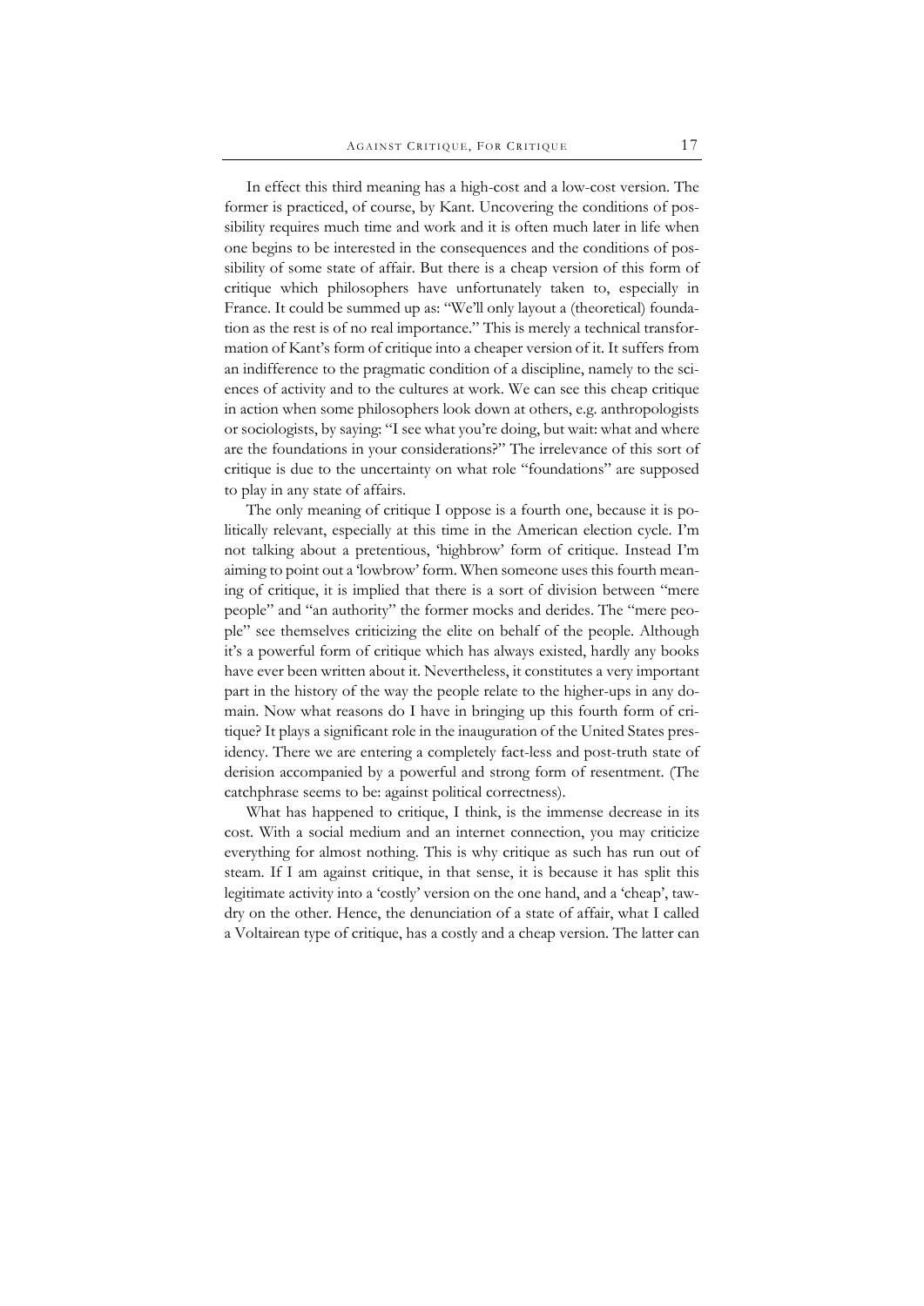In effect this third meaning has a high-cost and a low-cost version. The former is practiced, of course, by Kant. Uncovering the conditions of possibility requires much time and work and it is often much later in life when one begins to be interested in the consequences and the conditions of possibility of some state of affair. But there is a cheap version of this form of critique which philosophers have unfortunately taken to, especially in France. It could be summed up as: "We'll only layout a (theoretical) foundation as the rest is of no real importance." This is merely a technical transformation of Kant's form of critique into a cheaper version of it. It suffers from an indifference to the pragmatic condition of a discipline, namely to the sciences of activity and to the cultures at work. We can see this cheap critique in action when some philosophers look down at others, e.g. anthropologists or sociologists, by saying: "I see what you're doing, but wait: what and where are the foundations in your considerations?" The irrelevance of this sort of critique is due to the uncertainty on what role "foundations" are supposed to play in any state of affairs.

The only meaning of critique I oppose is a fourth one, because it is politically relevant, especially at this time in the American election cycle. I'm not talking about a pretentious, 'highbrow' form of critique. Instead I'm aiming to point out a 'lowbrow' form. When someone uses this fourth meaning of critique, it is implied that there is a sort of division between "mere people" and "an authority" the former mocks and derides. The "mere people" see themselves criticizing the elite on behalf of the people. Although it's a powerful form of critique which has always existed, hardly any books have ever been written about it. Nevertheless, it constitutes a very important part in the history of the way the people relate to the higher-ups in any domain. Now what reasons do I have in bringing up this fourth form of critique? It plays a significant role in the inauguration of the United States presidency. There we are entering a completely fact-less and post-truth state of derision accompanied by a powerful and strong form of resentment. (The catchphrase seems to be: against political correctness).

What has happened to critique, I think, is the immense decrease in its cost. With a social medium and an internet connection, you may criticize everything for almost nothing. This is why critique as such has run out of steam. If I am against critique, in that sense, it is because it has split this legitimate activity into a 'costly' version on the one hand, and a 'cheap', tawdry on the other. Hence, the denunciation of a state of affair, what I called a Voltairean type of critique, has a costly and a cheap version. The latter can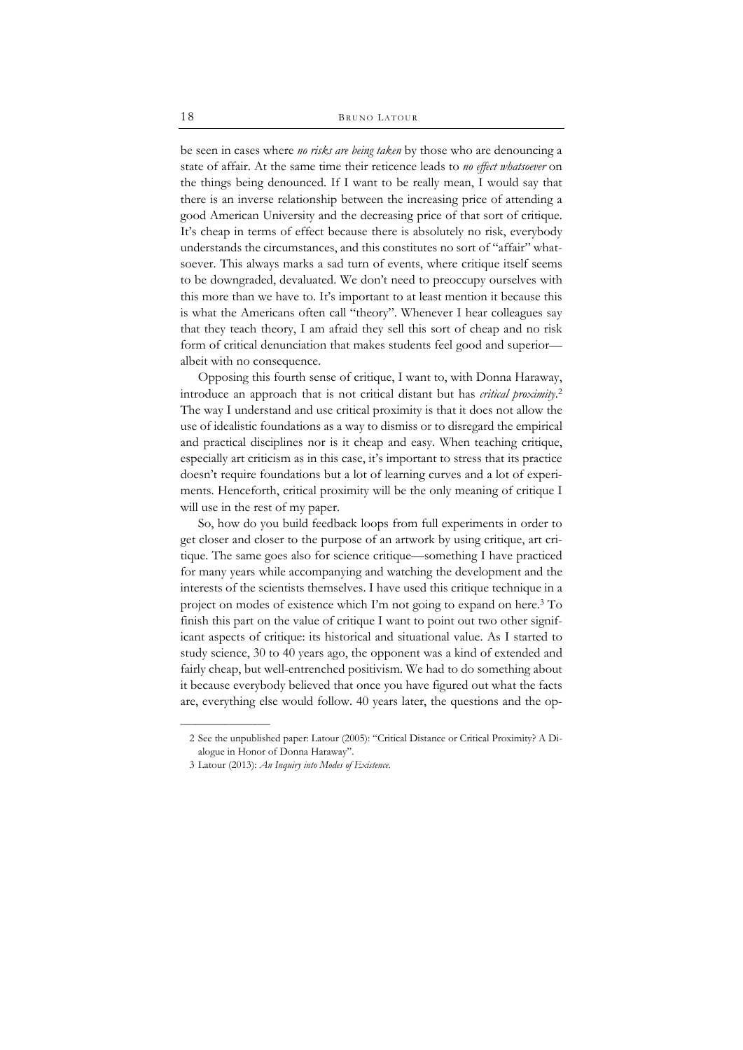be seen in cases where *no risks are being taken* by those who are denouncing a state of affair. At the same time their reticence leads to *no effect whatsoever* on the things being denounced. If I want to be really mean, I would say that there is an inverse relationship between the increasing price of attending a good American University and the decreasing price of that sort of critique. It's cheap in terms of effect because there is absolutely no risk, everybody understands the circumstances, and this constitutes no sort of "affair" whatsoever. This always marks a sad turn of events, where critique itself seems to be downgraded, devaluated. We don't need to preoccupy ourselves with this more than we have to. It's important to at least mention it because this is what the Americans often call "theory". Whenever I hear colleagues say that they teach theory, I am afraid they sell this sort of cheap and no risk form of critical denunciation that makes students feel good and superior—albeit with no consequence.

Opposing this fourth sense of critique, I want to, with Donna Haraway, introduce an approach that is not critical distant but has *critical proximity*.[2] The way I understand and use critical proximity is that it does not allow the use of idealistic foundations as a way to dismiss or to disregard the empirical and practical disciplines nor is it cheap and easy. When teaching critique, especially art criticism as in this case, it's important to stress that its practice doesn't require foundations but a lot of learning curves and a lot of experiments. Henceforth, critical proximity will be the only meaning of critique I will use in the rest of my paper.

So, how do you build feedback loops from full experiments in order to get closer and closer to the purpose of an artwork by using critique, art critique. The same goes also for science critique—something I have practiced for many years while accompanying and watching the development and the interests of the scientists themselves. I have used this critique technique in a project on modes of existence which I'm not going to expand on here.[3] To finish this part on the value of critique I want to point out two other significant aspects of critique: its historical and situational value. As I started to study science, 30 to 40 years ago, the opponent was a kind of extended and fairly cheap, but well-entrenched positivism. We had to do something about it because everybody believed that once you have figured out what the facts are, everything else would follow. 40 years later, the questions and the op-

---

2 See the unpublished paper: Latour (2005): "Critical Distance or Critical Proximity? A Dialogue in Honor of Donna Haraway".

3 Latour (2013): *An Inquiry into Modes of Existence*.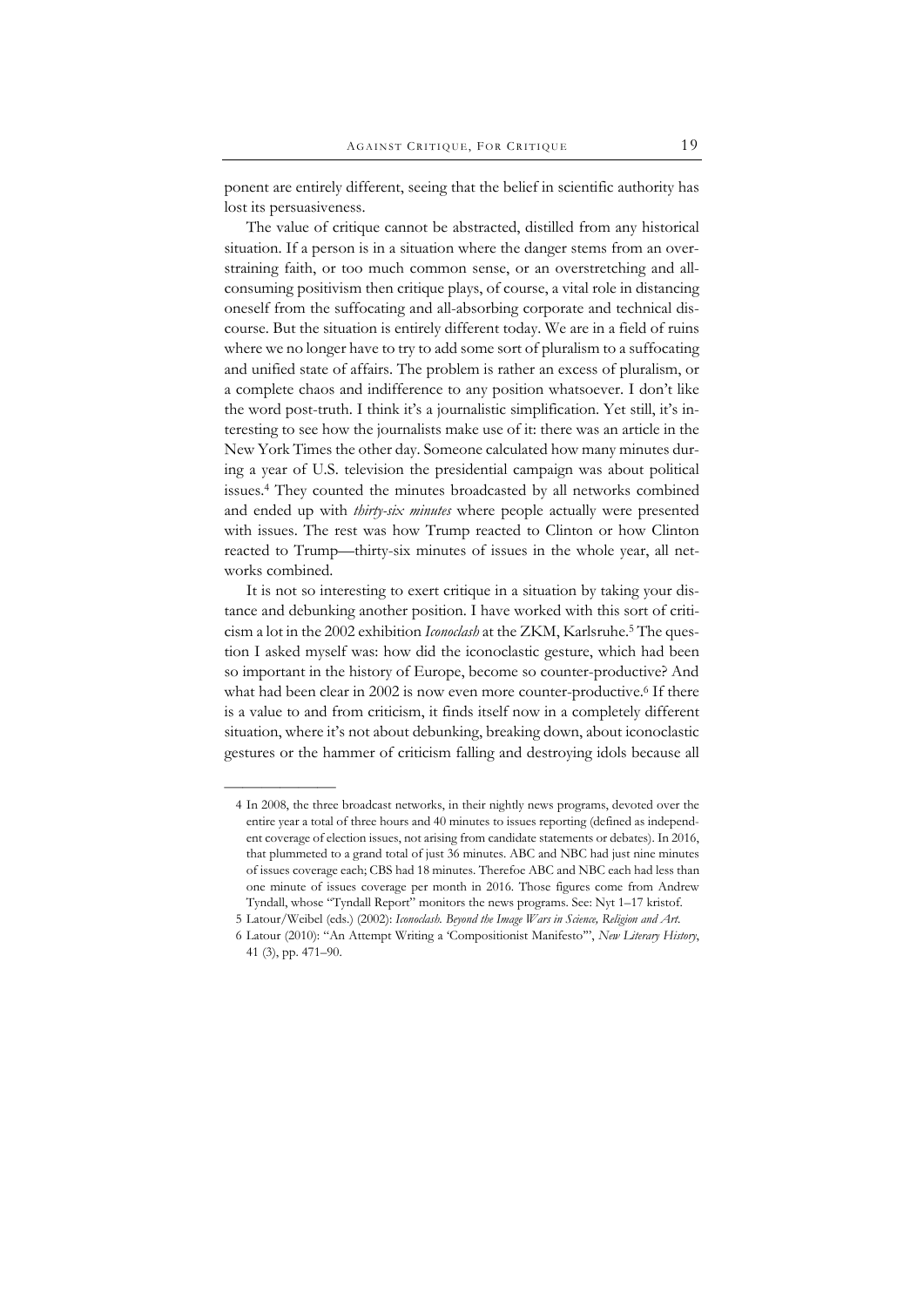ponent are entirely different, seeing that the belief in scientific authority has lost its persuasiveness.

The value of critique cannot be abstracted, distilled from any historical situation. If a person is in a situation where the danger stems from an overstraining faith, or too much common sense, or an overstretching and all-consuming positivism then critique plays, of course, a vital role in distancing oneself from the suffocating and all-absorbing corporate and technical discourse. But the situation is entirely different today. We are in a field of ruins where we no longer have to try to add some sort of pluralism to a suffocating and unified state of affairs. The problem is rather an excess of pluralism, or a complete chaos and indifference to any position whatsoever. I don't like the word post-truth. I think it's a journalistic simplification. Yet still, it's interesting to see how the journalists make use of it: there was an article in the New York Times the other day. Someone calculated how many minutes during a year of U.S. television the presidential campaign was about political issues.[4] They counted the minutes broadcasted by all networks combined and ended up with *thirty-six minutes* where people actually were presented with issues. The rest was how Trump reacted to Clinton or how Clinton reacted to Trump—thirty-six minutes of issues in the whole year, all networks combined.

It is not so interesting to exert critique in a situation by taking your distance and debunking another position. I have worked with this sort of criticism a lot in the 2002 exhibition *Iconoclash* at the ZKM, Karlsruhe.[5] The question I asked myself was: how did the iconoclastic gesture, which had been so important in the history of Europe, become so counter-productive? And what had been clear in 2002 is now even more counter-productive.[6] If there is a value to and from criticism, it finds itself now in a completely different situation, where it's not about debunking, breaking down, about iconoclastic gestures or the hammer of criticism falling and destroying idols because all

---

4 In 2008, the three broadcast networks, in their nightly news programs, devoted over the entire year a total of three hours and 40 minutes to issues reporting (defined as independent coverage of election issues, not arising from candidate statements or debates). In 2016, that plummeted to a grand total of just 36 minutes. ABC and NBC had just nine minutes of issues coverage each; CBS had 18 minutes. Therefoe ABC and NBC each had less than one minute of issues coverage per month in 2016. Those figures come from Andrew Tyndall, whose "Tyndall Report" monitors the news programs. See: Nyt 1–17 kristof.

5 Latour/Weibel (eds.) (2002): *Iconoclash. Beyond the Image Wars in Science, Religion and Art.*

6 Latour (2010): "An Attempt Writing a 'Compositionist Manifesto'", *New Literary History*, 41 (3), pp. 471–90.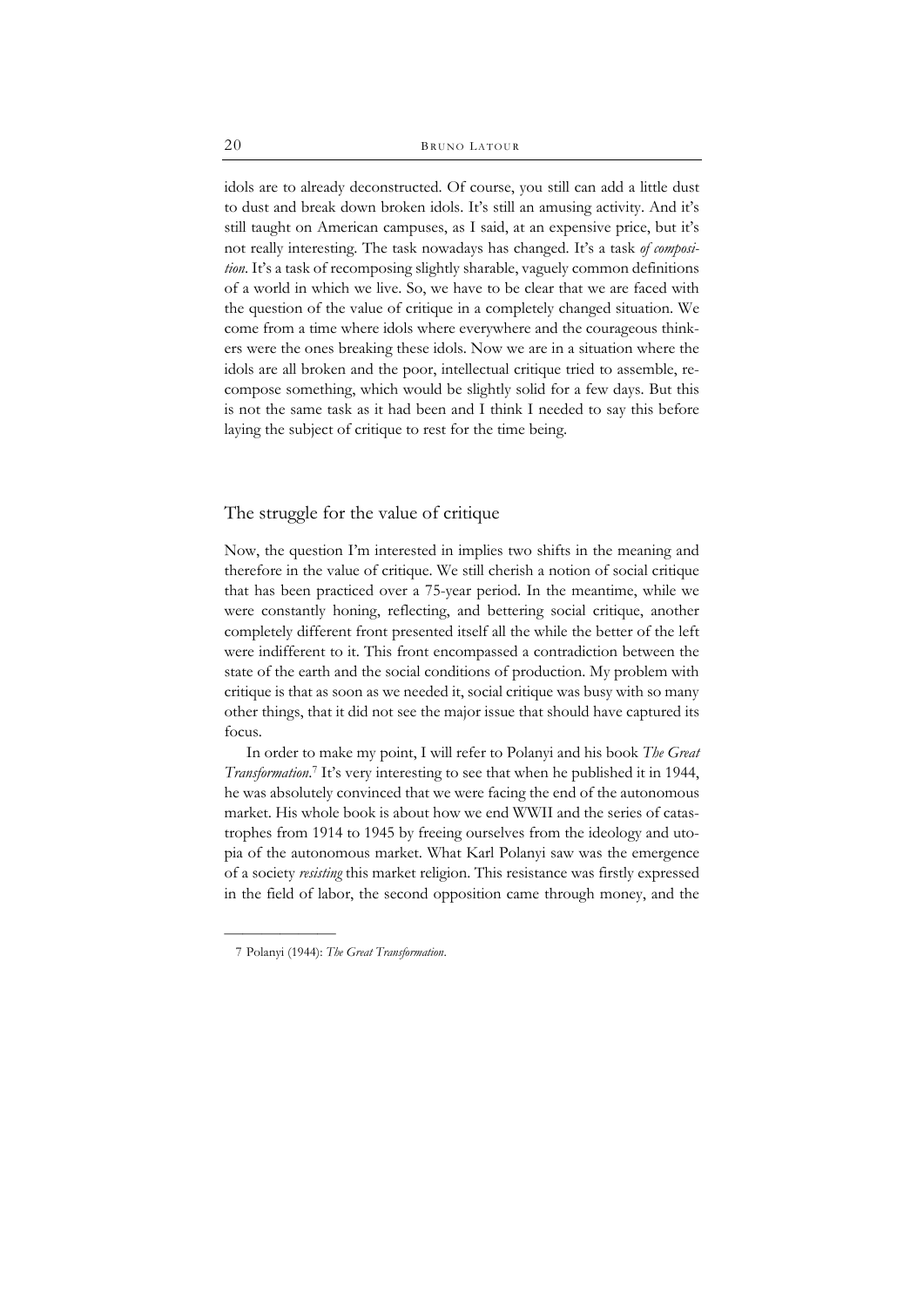idols are to already deconstructed. Of course, you still can add a little dust to dust and break down broken idols. It's still an amusing activity. And it's still taught on American campuses, as I said, at an expensive price, but it's not really interesting. The task nowadays has changed. It's a task *of composition*. It's a task of recomposing slightly sharable, vaguely common definitions of a world in which we live. So, we have to be clear that we are faced with the question of the value of critique in a completely changed situation. We come from a time where idols where everywhere and the courageous thinkers were the ones breaking these idols. Now we are in a situation where the idols are all broken and the poor, intellectual critique tried to assemble, recompose something, which would be slightly solid for a few days. But this is not the same task as it had been and I think I needed to say this before laying the subject of critique to rest for the time being.

## The struggle for the value of critique

Now, the question I'm interested in implies two shifts in the meaning and therefore in the value of critique. We still cherish a notion of social critique that has been practiced over a 75-year period. In the meantime, while we were constantly honing, reflecting, and bettering social critique, another completely different front presented itself all the while the better of the left were indifferent to it. This front encompassed a contradiction between the state of the earth and the social conditions of production. My problem with critique is that as soon as we needed it, social critique was busy with so many other things, that it did not see the major issue that should have captured its focus.

In order to make my point, I will refer to Polanyi and his book *The Great Transformation*.[7] It's very interesting to see that when he published it in 1944, he was absolutely convinced that we were facing the end of the autonomous market. His whole book is about how we end WWII and the series of catastrophes from 1914 to 1945 by freeing ourselves from the ideology and utopia of the autonomous market. What Karl Polanyi saw was the emergence of a society *resisting* this market religion. This resistance was firstly expressed in the field of labor, the second opposition came through money, and the

---

7 Polanyi (1944): *The Great Transformation*.